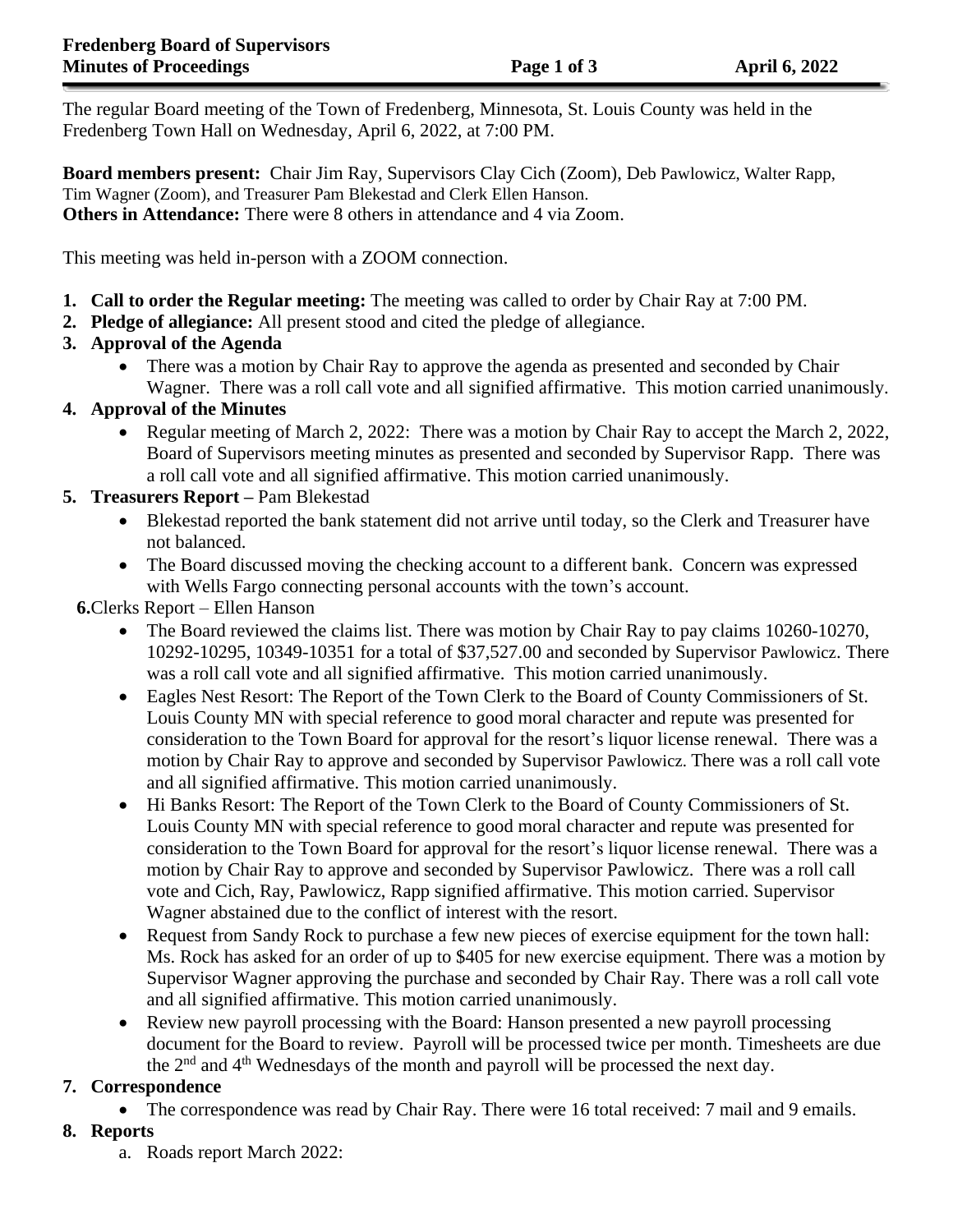The regular Board meeting of the Town of Fredenberg, Minnesota, St. Louis County was held in the Fredenberg Town Hall on Wednesday, April 6, 2022, at 7:00 PM.

**Board members present:** Chair Jim Ray, Supervisors Clay Cich (Zoom), Deb Pawlowicz, Walter Rapp, Tim Wagner (Zoom), and Treasurer Pam Blekestad and Clerk Ellen Hanson.
**Others in Attendance:** There were 8 others in attendance and 4 via Zoom.

This meeting was held in-person with a ZOOM connection.

1. **Call to order the Regular meeting:** The meeting was called to order by Chair Ray at 7:00 PM.
2. **Pledge of allegiance:** All present stood and cited the pledge of allegiance.
3. **Approval of the Agenda**
   - There was a motion by Chair Ray to approve the agenda as presented and seconded by Chair Wagner. There was a roll call vote and all signified affirmative. This motion carried unanimously.
4. **Approval of the Minutes**
   - Regular meeting of March 2, 2022: There was a motion by Chair Ray to accept the March 2, 2022, Board of Supervisors meeting minutes as presented and seconded by Supervisor Rapp. There was a roll call vote and all signified affirmative. This motion carried unanimously.
5. **Treasurers Report –** Pam Blekestad
   - Blekestad reported the bank statement did not arrive until today, so the Clerk and Treasurer have not balanced.
   - The Board discussed moving the checking account to a different bank. Concern was expressed with Wells Fargo connecting personal accounts with the town's account.
6. Clerks Report – Ellen Hanson
   - The Board reviewed the claims list. There was motion by Chair Ray to pay claims 10260-10270, 10292-10295, 10349-10351 for a total of $37,527.00 and seconded by Supervisor Pawlowicz. There was a roll call vote and all signified affirmative. This motion carried unanimously.
   - Eagles Nest Resort: The Report of the Town Clerk to the Board of County Commissioners of St. Louis County MN with special reference to good moral character and repute was presented for consideration to the Town Board for approval for the resort's liquor license renewal. There was a motion by Chair Ray to approve and seconded by Supervisor Pawlowicz. There was a roll call vote and all signified affirmative. This motion carried unanimously.
   - Hi Banks Resort: The Report of the Town Clerk to the Board of County Commissioners of St. Louis County MN with special reference to good moral character and repute was presented for consideration to the Town Board for approval for the resort's liquor license renewal. There was a motion by Chair Ray to approve and seconded by Supervisor Pawlowicz. There was a roll call vote and Cich, Ray, Pawlowicz, Rapp signified affirmative. This motion carried. Supervisor Wagner abstained due to the conflict of interest with the resort.
   - Request from Sandy Rock to purchase a few new pieces of exercise equipment for the town hall: Ms. Rock has asked for an order of up to $405 for new exercise equipment. There was a motion by Supervisor Wagner approving the purchase and seconded by Chair Ray. There was a roll call vote and all signified affirmative. This motion carried unanimously.
   - Review new payroll processing with the Board: Hanson presented a new payroll processing document for the Board to review. Payroll will be processed twice per month. Timesheets are due the 2nd and 4th Wednesdays of the month and payroll will be processed the next day.
7. **Correspondence**
   - The correspondence was read by Chair Ray. There were 16 total received: 7 mail and 9 emails.
8. **Reports**
   a. Roads report March 2022: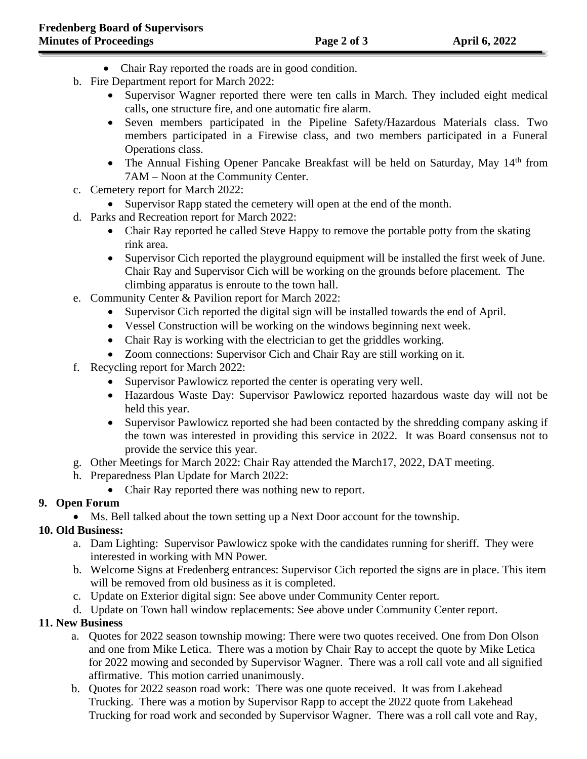- Chair Ray reported the roads are in good condition.

b. Fire Department report for March 2022:
   - Supervisor Wagner reported there were ten calls in March. They included eight medical calls, one structure fire, and one automatic fire alarm.
   - Seven members participated in the Pipeline Safety/Hazardous Materials class. Two members participated in a Firewise class, and two members participated in a Funeral Operations class.
   - The Annual Fishing Opener Pancake Breakfast will be held on Saturday, May 14th from 7AM – Noon at the Community Center.

c. Cemetery report for March 2022:
   - Supervisor Rapp stated the cemetery will open at the end of the month.

d. Parks and Recreation report for March 2022:
   - Chair Ray reported he called Steve Happy to remove the portable potty from the skating rink area.
   - Supervisor Cich reported the playground equipment will be installed the first week of June. Chair Ray and Supervisor Cich will be working on the grounds before placement. The climbing apparatus is enroute to the town hall.

e. Community Center & Pavilion report for March 2022:
   - Supervisor Cich reported the digital sign will be installed towards the end of April.
   - Vessel Construction will be working on the windows beginning next week.
   - Chair Ray is working with the electrician to get the griddles working.
   - Zoom connections: Supervisor Cich and Chair Ray are still working on it.

f. Recycling report for March 2022:
   - Supervisor Pawlowicz reported the center is operating very well.
   - Hazardous Waste Day: Supervisor Pawlowicz reported hazardous waste day will not be held this year.
   - Supervisor Pawlowicz reported she had been contacted by the shredding company asking if the town was interested in providing this service in 2022. It was Board consensus not to provide the service this year.

g. Other Meetings for March 2022: Chair Ray attended the March17, 2022, DAT meeting.

h. Preparedness Plan Update for March 2022:
   - Chair Ray reported there was nothing new to report.

**9. Open Forum**

- Ms. Bell talked about the town setting up a Next Door account for the township.

**10. Old Business:**

a. Dam Lighting: Supervisor Pawlowicz spoke with the candidates running for sheriff. They were interested in working with MN Power.

b. Welcome Signs at Fredenberg entrances: Supervisor Cich reported the signs are in place. This item will be removed from old business as it is completed.

c. Update on Exterior digital sign: See above under Community Center report.

d. Update on Town hall window replacements: See above under Community Center report.

**11. New Business**

a. Quotes for 2022 season township mowing: There were two quotes received. One from Don Olson and one from Mike Letica. There was a motion by Chair Ray to accept the quote by Mike Letica for 2022 mowing and seconded by Supervisor Wagner. There was a roll call vote and all signified affirmative. This motion carried unanimously.

b. Quotes for 2022 season road work: There was one quote received. It was from Lakehead Trucking. There was a motion by Supervisor Rapp to accept the 2022 quote from Lakehead Trucking for road work and seconded by Supervisor Wagner. There was a roll call vote and Ray,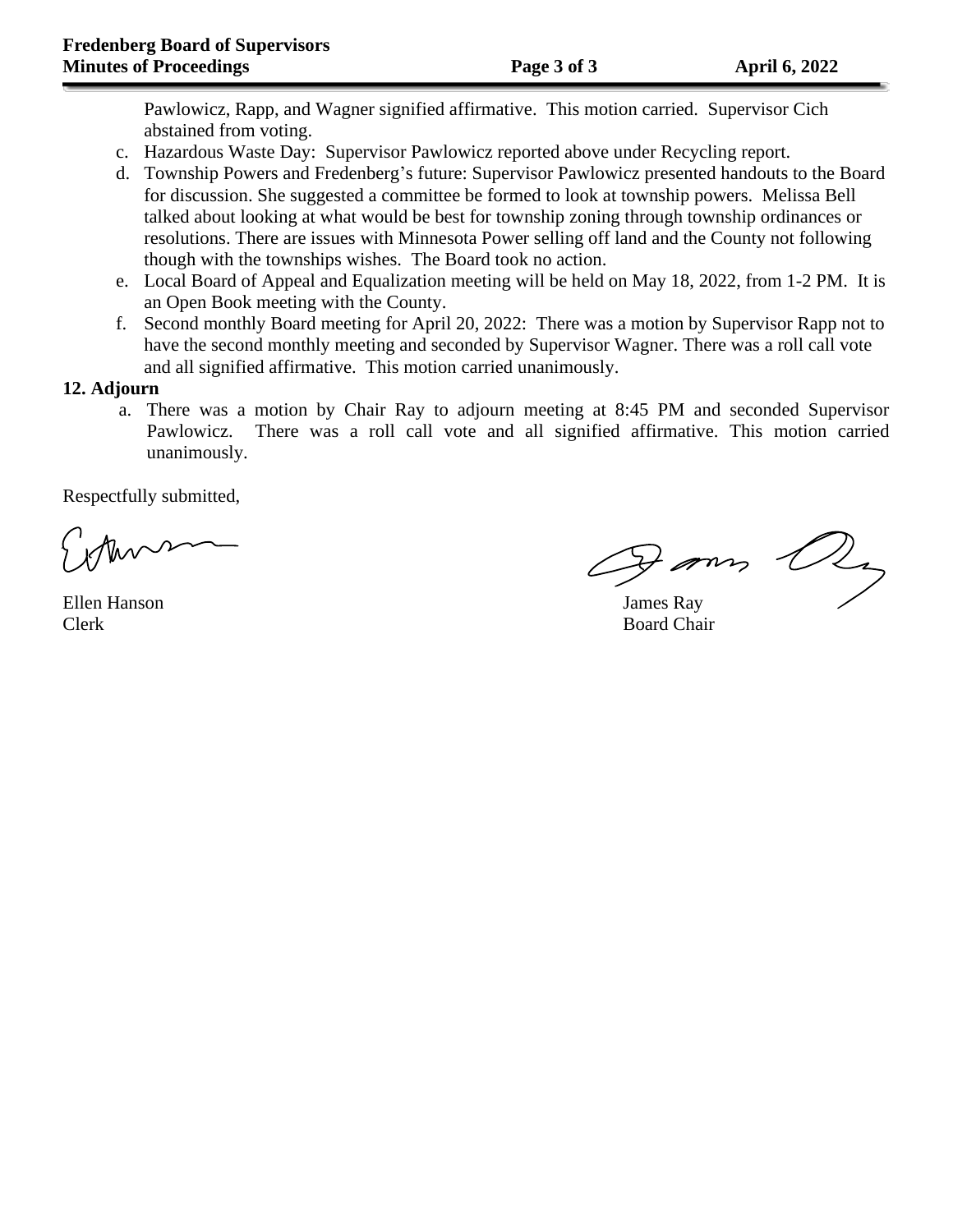Pawlowicz, Rapp, and Wagner signified affirmative. This motion carried. Supervisor Cich abstained from voting.

c. Hazardous Waste Day: Supervisor Pawlowicz reported above under Recycling report.
d. Township Powers and Fredenberg's future: Supervisor Pawlowicz presented handouts to the Board for discussion. She suggested a committee be formed to look at township powers. Melissa Bell talked about looking at what would be best for township zoning through township ordinances or resolutions. There are issues with Minnesota Power selling off land and the County not following though with the townships wishes. The Board took no action.
e. Local Board of Appeal and Equalization meeting will be held on May 18, 2022, from 1-2 PM. It is an Open Book meeting with the County.
f. Second monthly Board meeting for April 20, 2022: There was a motion by Supervisor Rapp not to have the second monthly meeting and seconded by Supervisor Wagner. There was a roll call vote and all signified affirmative. This motion carried unanimously.

**12. Adjourn**

a. There was a motion by Chair Ray to adjourn meeting at 8:45 PM and seconded Supervisor Pawlowicz. There was a roll call vote and all signified affirmative. This motion carried unanimously.

Respectfully submitted,

Ellen Hanson
Clerk

James Ray
Board Chair